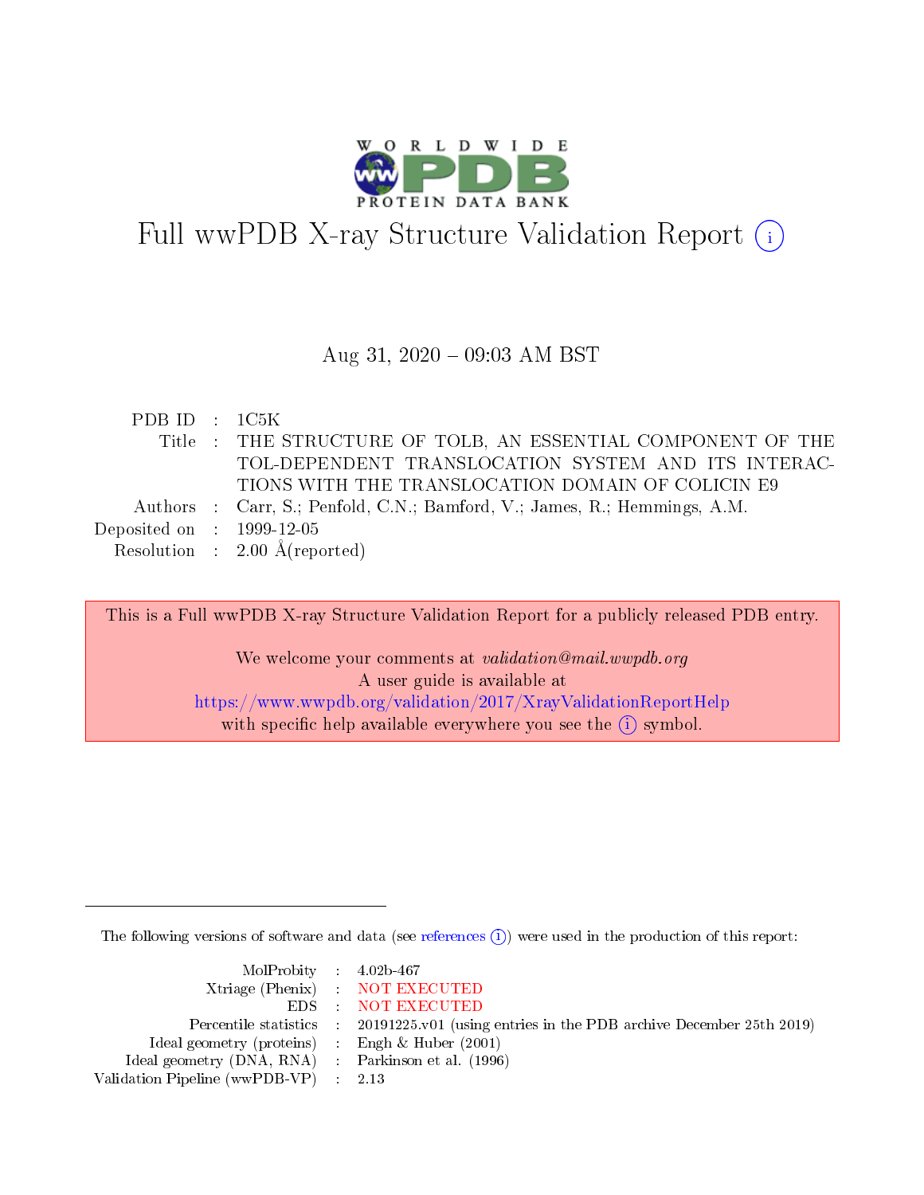# Full wwPDB X-ray Structure Validation Report (i)

Aug 31, 2020 – 09:03 AM BST

| | | |
|---|---|---|
| PDB ID | : | 1C5K |
| Title | : | THE STRUCTURE OF TOLB, AN ESSENTIAL COMPONENT OF THE TOL-DEPENDENT TRANSLOCATION SYSTEM AND ITS INTERACTIONS WITH THE TRANSLOCATION DOMAIN OF COLICIN E9 |
| Authors | : | Carr, S.; Penfold, C.N.; Bamford, V.; James, R.; Hemmings, A.M. |
| Deposited on | : | 1999-12-05 |
| Resolution | : | 2.00 Å(reported) |

This is a Full wwPDB X-ray Structure Validation Report for a publicly released PDB entry.

We welcome your comments at *validation@mail.wwpdb.org*
A user guide is available at
https://www.wwpdb.org/validation/2017/XrayValidationReportHelp
with specific help available everywhere you see the (i) symbol.

---

The following versions of software and data (see references (i)) were used in the production of this report:

| | | |
|---|---|---|
| MolProbity | : | 4.02b-467 |
| Xtriage (Phenix) | : | NOT EXECUTED |
| EDS | : | NOT EXECUTED |
| Percentile statistics | : | 20191225.v01 (using entries in the PDB archive December 25th 2019) |
| Ideal geometry (proteins) | : | Engh & Huber (2001) |
| Ideal geometry (DNA, RNA) | : | Parkinson et al. (1996) |
| Validation Pipeline (wwPDB-VP) | : | 2.13 |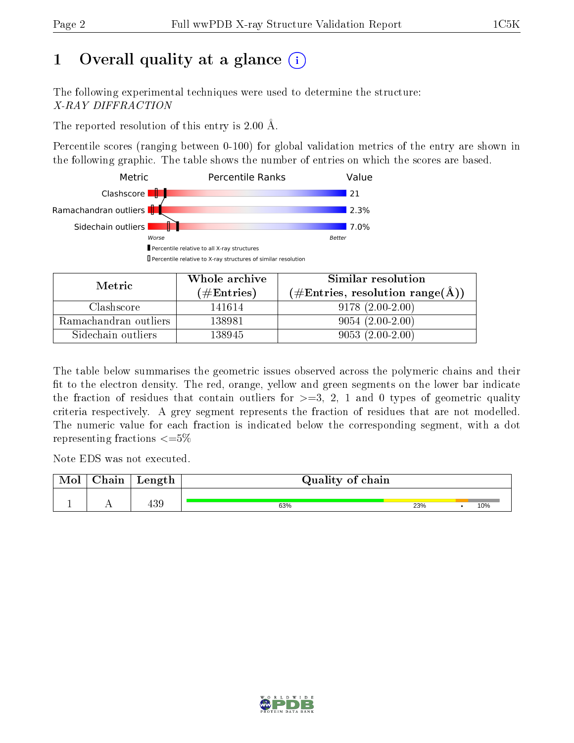# 1 Overall quality at a glance

The following experimental techniques were used to determine the structure:
*X-RAY DIFFRACTION*

The reported resolution of this entry is 2.00 Å.

Percentile scores (ranging between 0-100) for global validation metrics of the entry are shown in the following graphic. The table shows the number of entries on which the scores are based.

| Metric | Value |
|---|---|
| Clashscore | 21 |
| Ramachandran outliers | 2.3% |
| Sidechain outliers | 7.0% |

| Metric | Whole archive (#Entries) | Similar resolution (#Entries, resolution range(Å)) |
|---|---|---|
| Clashscore | 141614 | 9178 (2.00-2.00) |
| Ramachandran outliers | 138981 | 9054 (2.00-2.00) |
| Sidechain outliers | 138945 | 9053 (2.00-2.00) |

The table below summarises the geometric issues observed across the polymeric chains and their fit to the electron density. The red, orange, yellow and green segments on the lower bar indicate the fraction of residues that contain outliers for >=3, 2, 1 and 0 types of geometric quality criteria respectively. A grey segment represents the fraction of residues that are not modelled. The numeric value for each fraction is indicated below the corresponding segment, with a dot representing fractions <=5%

Note EDS was not executed.

| Mol | Chain | Length | Quality of chain |
|---|---|---|---|
| 1 | A | 439 | 63% 23% • 10% |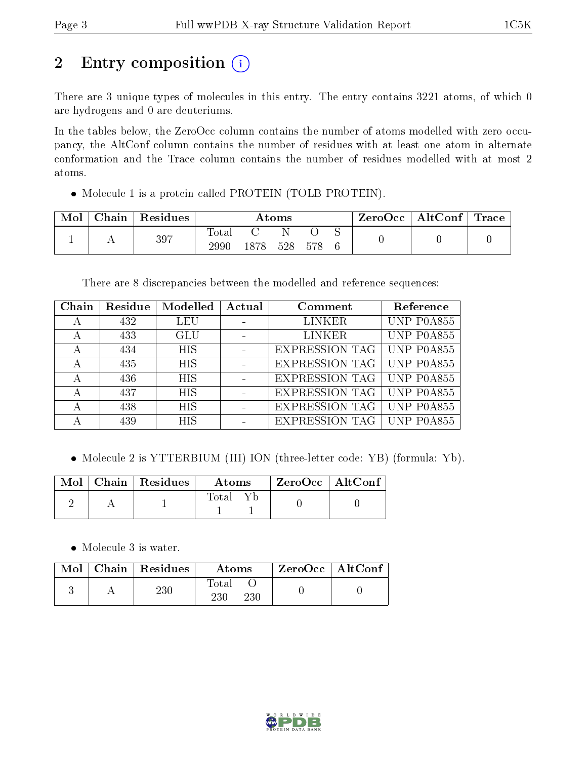# 2 Entry composition (i)

There are 3 unique types of molecules in this entry. The entry contains 3221 atoms, of which 0 are hydrogens and 0 are deuteriums.

In the tables below, the ZeroOcc column contains the number of atoms modelled with zero occupancy, the AltConf column contains the number of residues with at least one atom in alternate conformation and the Trace column contains the number of residues modelled with at most 2 atoms.

- Molecule 1 is a protein called PROTEIN (TOLB PROTEIN).

| Mol | Chain | Residues | Atoms | | | | | ZeroOcc | AltConf | Trace |
|---|---|---|---|---|---|---|---|---|---|---|
| | | | Total | C | N | O | S | | | |
| 1 | A | 397 | 2990 | 1878 | 528 | 578 | 6 | 0 | 0 | 0 |

There are 8 discrepancies between the modelled and reference sequences:

| Chain | Residue | Modelled | Actual | Comment | Reference |
|---|---|---|---|---|---|
| A | 432 | LEU | - | LINKER | UNP P0A855 |
| A | 433 | GLU | - | LINKER | UNP P0A855 |
| A | 434 | HIS | - | EXPRESSION TAG | UNP P0A855 |
| A | 435 | HIS | - | EXPRESSION TAG | UNP P0A855 |
| A | 436 | HIS | - | EXPRESSION TAG | UNP P0A855 |
| A | 437 | HIS | - | EXPRESSION TAG | UNP P0A855 |
| A | 438 | HIS | - | EXPRESSION TAG | UNP P0A855 |
| A | 439 | HIS | - | EXPRESSION TAG | UNP P0A855 |

- Molecule 2 is YTTERBIUM (III) ION (three-letter code: YB) (formula: Yb).

| Mol | Chain | Residues | Atoms | | ZeroOcc | AltConf |
|---|---|---|---|---|---|---|
| | | | Total | Yb | | |
| 2 | A | 1 | 1 | 1 | 0 | 0 |

- Molecule 3 is water.

| Mol | Chain | Residues | Atoms | | ZeroOcc | AltConf |
|---|---|---|---|---|---|---|
| | | | Total | O | | |
| 3 | A | 230 | 230 | 230 | 0 | 0 |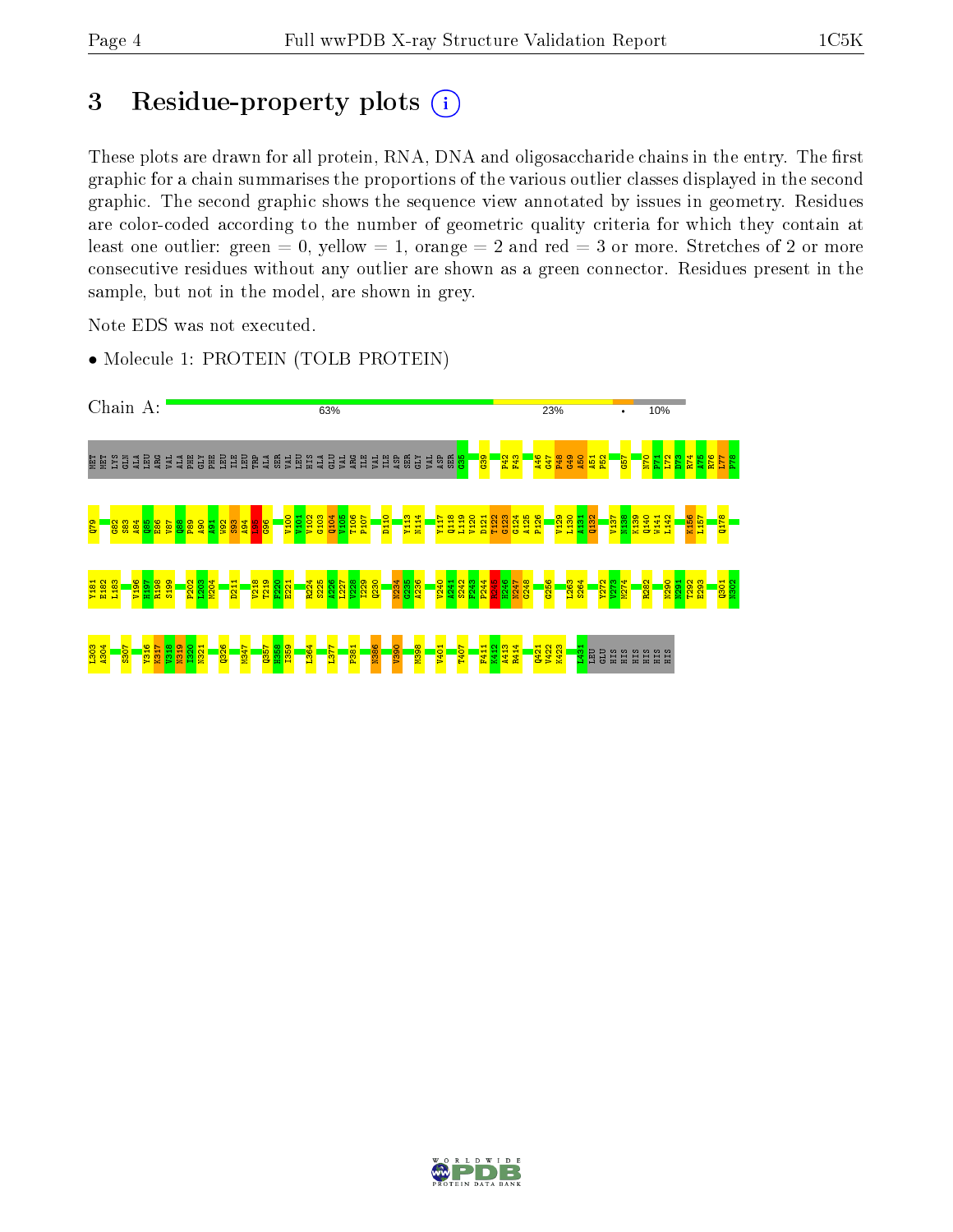# 3 Residue-property plots

These plots are drawn for all protein, RNA, DNA and oligosaccharide chains in the entry. The first graphic for a chain summarises the proportions of the various outlier classes displayed in the second graphic. The second graphic shows the sequence view annotated by issues in geometry. Residues are color-coded according to the number of geometric quality criteria for which they contain at least one outlier: green = 0, yellow = 1, orange = 2 and red = 3 or more. Stretches of 2 or more consecutive residues without any outlier are shown as a green connector. Residues present in the sample, but not in the model, are shown in grey.

Note EDS was not executed.

- Molecule 1: PROTEIN (TOLB PROTEIN)

Chain A: 63% 23% • 10%

MET MET LYS GLN ALA LEU ARG VAL ALA PHE GLY PHE LEU ILE LEU TRP ALA SER VAL LEU HIS ALA GLU VAL ARG ILE VAL ILE ASP SER GLY VAL ASP SER G35 G39 P42 F43 A46 G47 P48 G49 A50 A51 P52 G57 N70 P71 L72 D73 R74 A75 R76 L77 P78

Q79 G82 S83 A84 Q85 E86 V87 Q88 P89 A90 A91 W92 S93 A94 L95 G96 V100 V101 V102 G103 Q104 V105 T106 P107 D110 Y113 N114 Y117 Q118 L119 V120 D121 T122 G123 G124 A125 P126 V129 L130 A131 Q132 V137 N138 K139 Q140 W141 L142 K156 L157 Q178

Y181 E182 L183 V196 H197 R198 S199 P202 L203 M204 D211 V218 T219 F220 E221 R224 S225 A226 L227 Y228 I229 Q230 N234 G235 A236 V240 A241 S242 F243 P244 R245 H246 N247 G248 G256 L263 S264 Y272 V273 M274 R282 N290 N291 T292 E293 Q301 N302

L303 A304 S307 Y316 K317 V318 N319 I320 N321 Q326 M347 Q357 H358 I359 L364 L377 P381 N386 V390 M398 V401 T407 F411 K412 A413 R414 Q421 V422 K423 I431 LEU GLU HIS HIS HIS HIS HIS HIS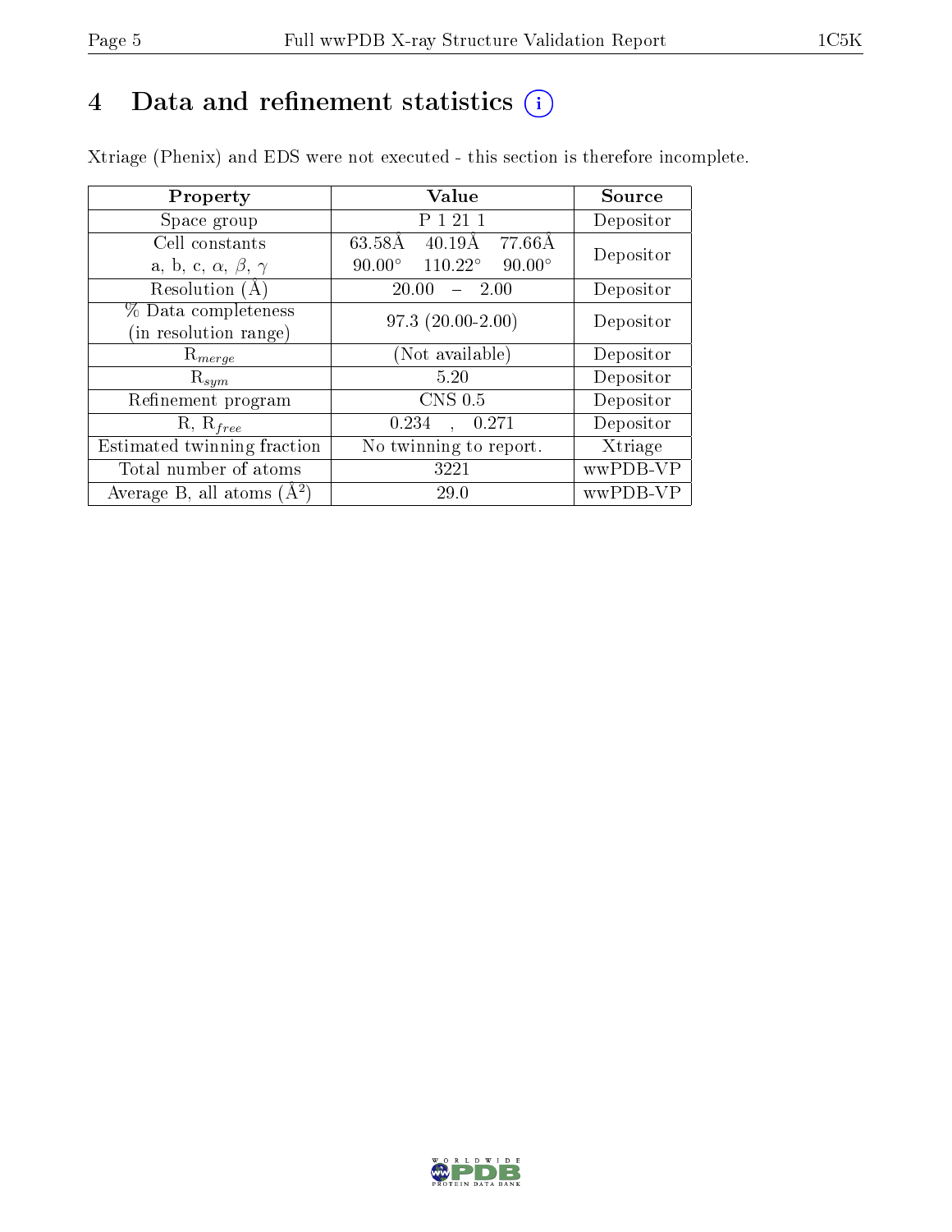# 4 Data and refinement statistics

Xtriage (Phenix) and EDS were not executed - this section is therefore incomplete.

| Property | Value | Source |
|---|---|---|
| Space group | P 1 21 1 | Depositor |
| Cell constants<br>a, b, c, $\alpha$, $\beta$, $\gamma$ | 63.58Å 40.19Å 77.66Å<br>90.00° 110.22° 90.00° | Depositor |
| Resolution (Å) | 20.00 – 2.00 | Depositor |
| % Data completeness<br>(in resolution range) | 97.3 (20.00-2.00) | Depositor |
| $R_{merge}$ | (Not available) | Depositor |
| $R_{sym}$ | 5.20 | Depositor |
| Refinement program | CNS 0.5 | Depositor |
| R, $R_{free}$ | 0.234 , 0.271 | Depositor |
| Estimated twinning fraction | No twinning to report. | Xtriage |
| Total number of atoms | 3221 | wwPDB-VP |
| Average B, all atoms ($Å^2$) | 29.0 | wwPDB-VP |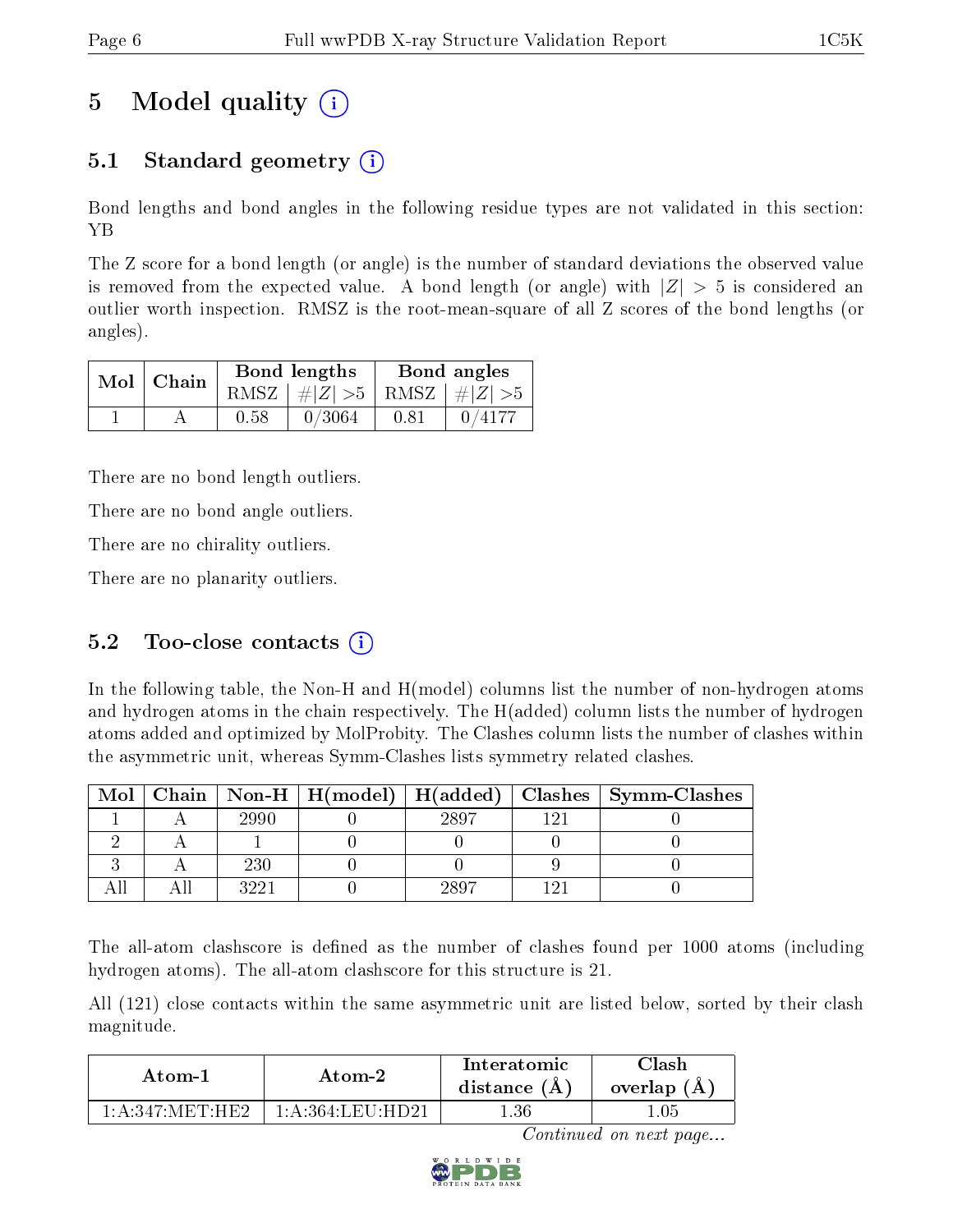# 5 Model quality (i)

## 5.1 Standard geometry (i)

Bond lengths and bond angles in the following residue types are not validated in this section: YB

The Z score for a bond length (or angle) is the number of standard deviations the observed value is removed from the expected value. A bond length (or angle) with $|Z| > 5$ is considered an outlier worth inspection. RMSZ is the root-mean-square of all Z scores of the bond lengths (or angles).

| Mol | Chain | Bond lengths | | Bond angles | |
|---|---|---|---|---|---|
| | | RMSZ | $\#\|Z\| > 5$ | RMSZ | $\#\|Z\| > 5$ |
| 1 | A | 0.58 | 0/3064 | 0.81 | 0/4177 |

There are no bond length outliers.

There are no bond angle outliers.

There are no chirality outliers.

There are no planarity outliers.

## 5.2 Too-close contacts (i)

In the following table, the Non-H and H(model) columns list the number of non-hydrogen atoms and hydrogen atoms in the chain respectively. The H(added) column lists the number of hydrogen atoms added and optimized by MolProbity. The Clashes column lists the number of clashes within the asymmetric unit, whereas Symm-Clashes lists symmetry related clashes.

| Mol | Chain | Non-H | H(model) | H(added) | Clashes | Symm-Clashes |
|---|---|---|---|---|---|---|
| 1 | A | 2990 | 0 | 2897 | 121 | 0 |
| 2 | A | 1 | 0 | 0 | 0 | 0 |
| 3 | A | 230 | 0 | 0 | 9 | 0 |
| All | All | 3221 | 0 | 2897 | 121 | 0 |

The all-atom clashscore is defined as the number of clashes found per 1000 atoms (including hydrogen atoms). The all-atom clashscore for this structure is 21.

All (121) close contacts within the same asymmetric unit are listed below, sorted by their clash magnitude.

| Atom-1 | Atom-2 | Interatomic distance (Å) | Clash overlap (Å) |
|---|---|---|---|
| 1:A:347:MET:HE2 | 1:A:364:LEU:HD21 | 1.36 | 1.05 |

*Continued on next page...*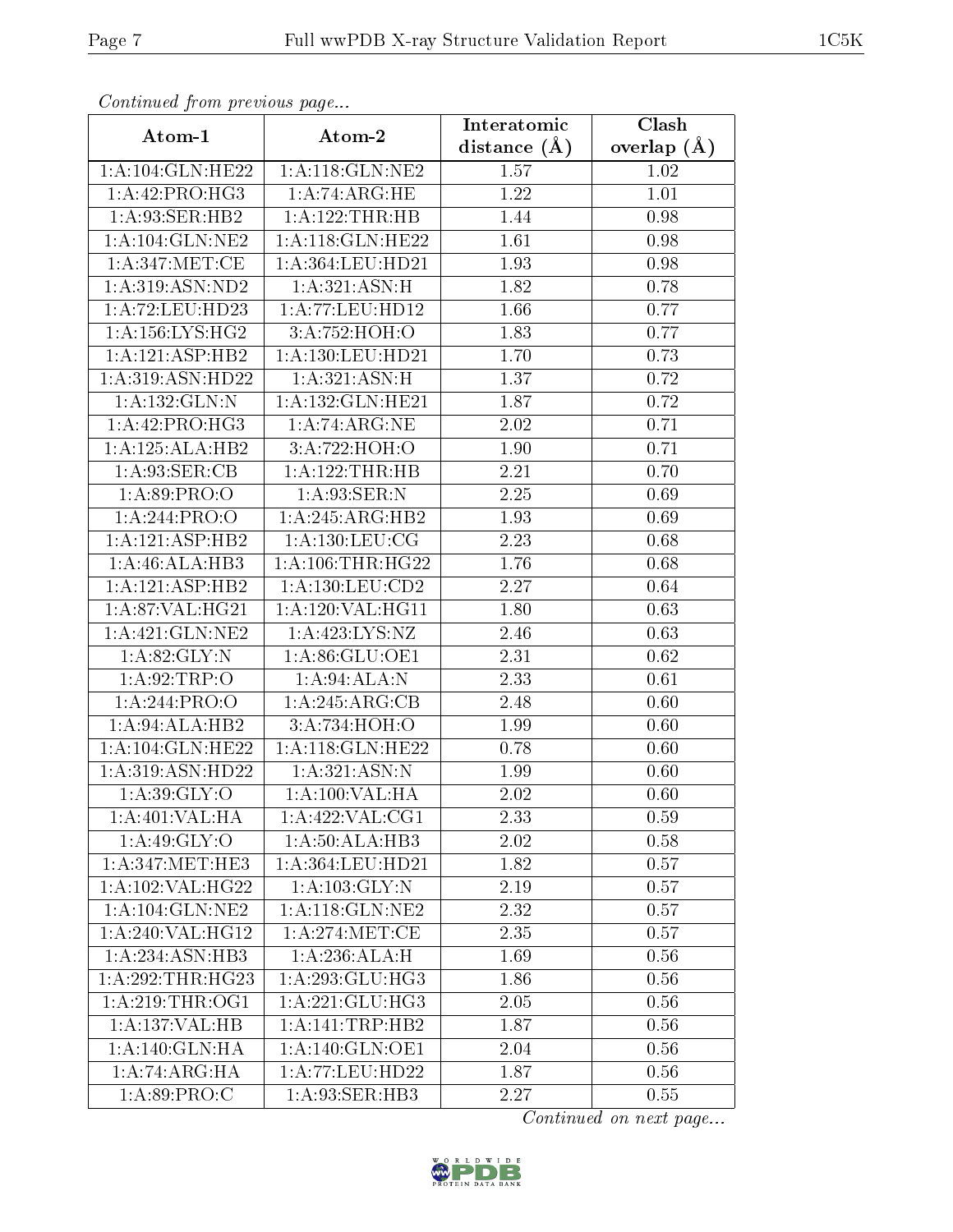*Continued from previous page...*

| Atom-1 | Atom-2 | Interatomic distance (Å) | Clash overlap (Å) |
|---|---|---|---|
| 1:A:104:GLN:HE22 | 1:A:118:GLN:NE2 | 1.57 | 1.02 |
| 1:A:42:PRO:HG3 | 1:A:74:ARG:HE | 1.22 | 1.01 |
| 1:A:93:SER:HB2 | 1:A:122:THR:HB | 1.44 | 0.98 |
| 1:A:104:GLN:NE2 | 1:A:118:GLN:HE22 | 1.61 | 0.98 |
| 1:A:347:MET:CE | 1:A:364:LEU:HD21 | 1.93 | 0.98 |
| 1:A:319:ASN:ND2 | 1:A:321:ASN:H | 1.82 | 0.78 |
| 1:A:72:LEU:HD23 | 1:A:77:LEU:HD12 | 1.66 | 0.77 |
| 1:A:156:LYS:HG2 | 3:A:752:HOH:O | 1.83 | 0.77 |
| 1:A:121:ASP:HB2 | 1:A:130:LEU:HD21 | 1.70 | 0.73 |
| 1:A:319:ASN:HD22 | 1:A:321:ASN:H | 1.37 | 0.72 |
| 1:A:132:GLN:N | 1:A:132:GLN:HE21 | 1.87 | 0.72 |
| 1:A:42:PRO:HG3 | 1:A:74:ARG:NE | 2.02 | 0.71 |
| 1:A:125:ALA:HB2 | 3:A:722:HOH:O | 1.90 | 0.71 |
| 1:A:93:SER:CB | 1:A:122:THR:HB | 2.21 | 0.70 |
| 1:A:89:PRO:O | 1:A:93:SER:N | 2.25 | 0.69 |
| 1:A:244:PRO:O | 1:A:245:ARG:HB2 | 1.93 | 0.69 |
| 1:A:121:ASP:HB2 | 1:A:130:LEU:CG | 2.23 | 0.68 |
| 1:A:46:ALA:HB3 | 1:A:106:THR:HG22 | 1.76 | 0.68 |
| 1:A:121:ASP:HB2 | 1:A:130:LEU:CD2 | 2.27 | 0.64 |
| 1:A:87:VAL:HG21 | 1:A:120:VAL:HG11 | 1.80 | 0.63 |
| 1:A:421:GLN:NE2 | 1:A:423:LYS:NZ | 2.46 | 0.63 |
| 1:A:82:GLY:N | 1:A:86:GLU:OE1 | 2.31 | 0.62 |
| 1:A:92:TRP:O | 1:A:94:ALA:N | 2.33 | 0.61 |
| 1:A:244:PRO:O | 1:A:245:ARG:CB | 2.48 | 0.60 |
| 1:A:94:ALA:HB2 | 3:A:734:HOH:O | 1.99 | 0.60 |
| 1:A:104:GLN:HE22 | 1:A:118:GLN:HE22 | 0.78 | 0.60 |
| 1:A:319:ASN:HD22 | 1:A:321:ASN:N | 1.99 | 0.60 |
| 1:A:39:GLY:O | 1:A:100:VAL:HA | 2.02 | 0.60 |
| 1:A:401:VAL:HA | 1:A:422:VAL:CG1 | 2.33 | 0.59 |
| 1:A:49:GLY:O | 1:A:50:ALA:HB3 | 2.02 | 0.58 |
| 1:A:347:MET:HE3 | 1:A:364:LEU:HD21 | 1.82 | 0.57 |
| 1:A:102:VAL:HG22 | 1:A:103:GLY:N | 2.19 | 0.57 |
| 1:A:104:GLN:NE2 | 1:A:118:GLN:NE2 | 2.32 | 0.57 |
| 1:A:240:VAL:HG12 | 1:A:274:MET:CE | 2.35 | 0.57 |
| 1:A:234:ASN:HB3 | 1:A:236:ALA:H | 1.69 | 0.56 |
| 1:A:292:THR:HG23 | 1:A:293:GLU:HG3 | 1.86 | 0.56 |
| 1:A:219:THR:OG1 | 1:A:221:GLU:HG3 | 2.05 | 0.56 |
| 1:A:137:VAL:HB | 1:A:141:TRP:HB2 | 1.87 | 0.56 |
| 1:A:140:GLN:HA | 1:A:140:GLN:OE1 | 2.04 | 0.56 |
| 1:A:74:ARG:HA | 1:A:77:LEU:HD22 | 1.87 | 0.56 |
| 1:A:89:PRO:C | 1:A:93:SER:HB3 | 2.27 | 0.55 |

*Continued on next page...*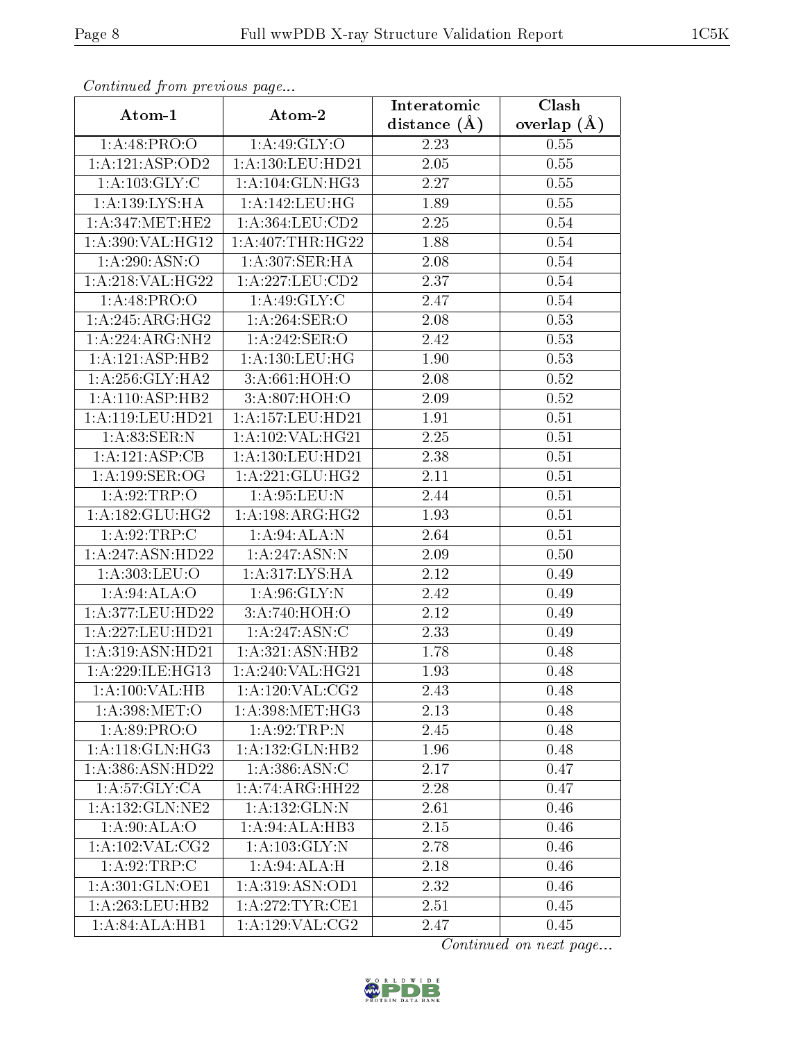*Continued from previous page...*

| Atom-1 | Atom-2 | Interatomic distance (Å) | Clash overlap (Å) |
|---|---|---|---|
| 1:A:48:PRO:O | 1:A:49:GLY:O | 2.23 | 0.55 |
| 1:A:121:ASP:OD2 | 1:A:130:LEU:HD21 | 2.05 | 0.55 |
| 1:A:103:GLY:C | 1:A:104:GLN:HG3 | 2.27 | 0.55 |
| 1:A:139:LYS:HA | 1:A:142:LEU:HG | 1.89 | 0.55 |
| 1:A:347:MET:HE2 | 1:A:364:LEU:CD2 | 2.25 | 0.54 |
| 1:A:390:VAL:HG12 | 1:A:407:THR:HG22 | 1.88 | 0.54 |
| 1:A:290:ASN:O | 1:A:307:SER:HA | 2.08 | 0.54 |
| 1:A:218:VAL:HG22 | 1:A:227:LEU:CD2 | 2.37 | 0.54 |
| 1:A:48:PRO:O | 1:A:49:GLY:C | 2.47 | 0.54 |
| 1:A:245:ARG:HG2 | 1:A:264:SER:O | 2.08 | 0.53 |
| 1:A:224:ARG:NH2 | 1:A:242:SER:O | 2.42 | 0.53 |
| 1:A:121:ASP:HB2 | 1:A:130:LEU:HG | 1.90 | 0.53 |
| 1:A:256:GLY:HA2 | 3:A:661:HOH:O | 2.08 | 0.52 |
| 1:A:110:ASP:HB2 | 3:A:807:HOH:O | 2.09 | 0.52 |
| 1:A:119:LEU:HD21 | 1:A:157:LEU:HD21 | 1.91 | 0.51 |
| 1:A:83:SER:N | 1:A:102:VAL:HG21 | 2.25 | 0.51 |
| 1:A:121:ASP:CB | 1:A:130:LEU:HD21 | 2.38 | 0.51 |
| 1:A:199:SER:OG | 1:A:221:GLU:HG2 | 2.11 | 0.51 |
| 1:A:92:TRP:O | 1:A:95:LEU:N | 2.44 | 0.51 |
| 1:A:182:GLU:HG2 | 1:A:198:ARG:HG2 | 1.93 | 0.51 |
| 1:A:92:TRP:C | 1:A:94:ALA:N | 2.64 | 0.51 |
| 1:A:247:ASN:HD22 | 1:A:247:ASN:N | 2.09 | 0.50 |
| 1:A:303:LEU:O | 1:A:317:LYS:HA | 2.12 | 0.49 |
| 1:A:94:ALA:O | 1:A:96:GLY:N | 2.42 | 0.49 |
| 1:A:377:LEU:HD22 | 3:A:740:HOH:O | 2.12 | 0.49 |
| 1:A:227:LEU:HD21 | 1:A:247:ASN:C | 2.33 | 0.49 |
| 1:A:319:ASN:HD21 | 1:A:321:ASN:HB2 | 1.78 | 0.48 |
| 1:A:229:ILE:HG13 | 1:A:240:VAL:HG21 | 1.93 | 0.48 |
| 1:A:100:VAL:HB | 1:A:120:VAL:CG2 | 2.43 | 0.48 |
| 1:A:398:MET:O | 1:A:398:MET:HG3 | 2.13 | 0.48 |
| 1:A:89:PRO:O | 1:A:92:TRP:N | 2.45 | 0.48 |
| 1:A:118:GLN:HG3 | 1:A:132:GLN:HB2 | 1.96 | 0.48 |
| 1:A:386:ASN:HD22 | 1:A:386:ASN:C | 2.17 | 0.47 |
| 1:A:57:GLY:CA | 1:A:74:ARG:HH22 | 2.28 | 0.47 |
| 1:A:132:GLN:NE2 | 1:A:132:GLN:N | 2.61 | 0.46 |
| 1:A:90:ALA:O | 1:A:94:ALA:HB3 | 2.15 | 0.46 |
| 1:A:102:VAL:CG2 | 1:A:103:GLY:N | 2.78 | 0.46 |
| 1:A:92:TRP:C | 1:A:94:ALA:H | 2.18 | 0.46 |
| 1:A:301:GLN:OE1 | 1:A:319:ASN:OD1 | 2.32 | 0.46 |
| 1:A:263:LEU:HB2 | 1:A:272:TYR:CE1 | 2.51 | 0.45 |
| 1:A:84:ALA:HB1 | 1:A:129:VAL:CG2 | 2.47 | 0.45 |

*Continued on next page...*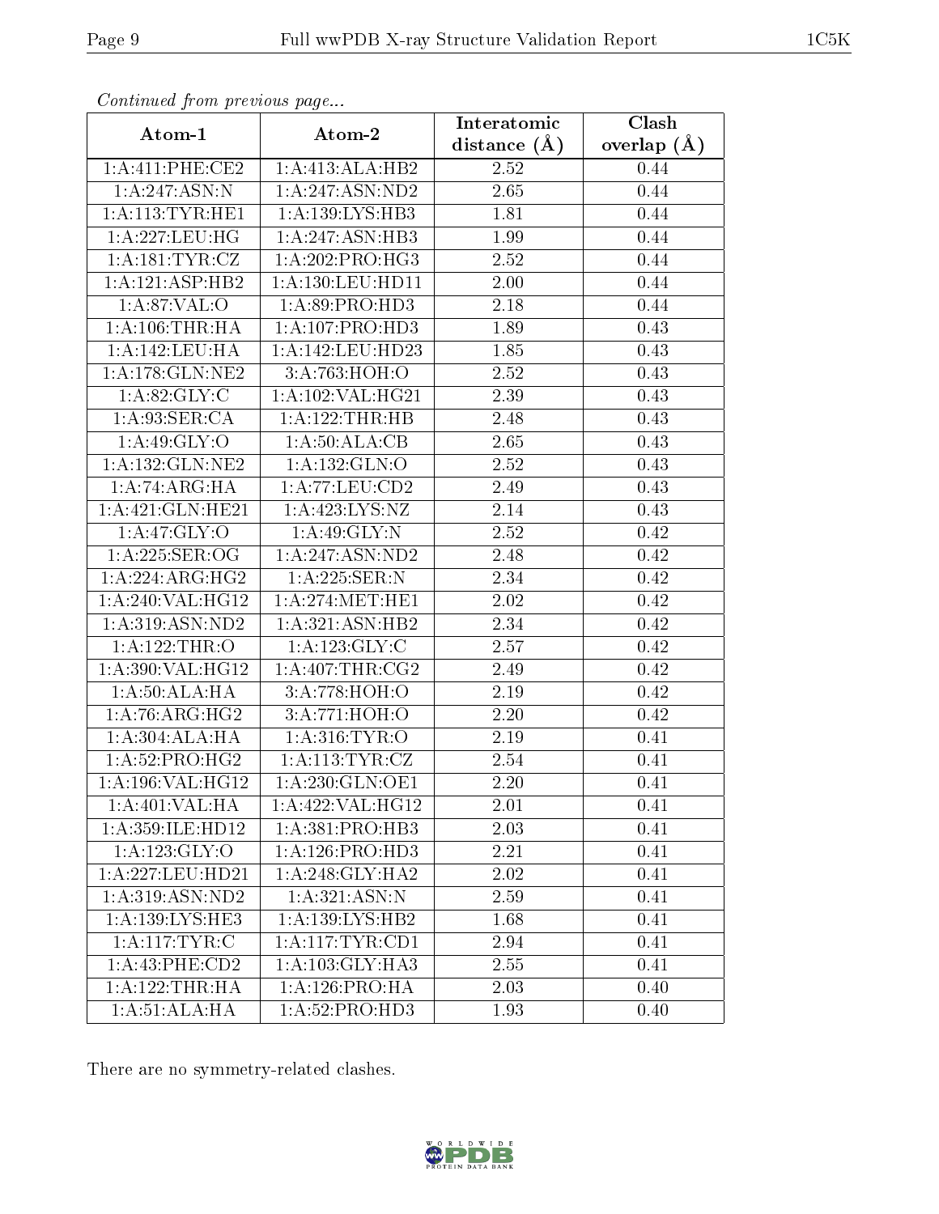*Continued from previous page...*

| Atom-1 | Atom-2 | Interatomic distance (Å) | Clash overlap (Å) |
|---|---|---|---|
| 1:A:411:PHE:CE2 | 1:A:413:ALA:HB2 | 2.52 | 0.44 |
| 1:A:247:ASN:N | 1:A:247:ASN:ND2 | 2.65 | 0.44 |
| 1:A:113:TYR:HE1 | 1:A:139:LYS:HB3 | 1.81 | 0.44 |
| 1:A:227:LEU:HG | 1:A:247:ASN:HB3 | 1.99 | 0.44 |
| 1:A:181:TYR:CZ | 1:A:202:PRO:HG3 | 2.52 | 0.44 |
| 1:A:121:ASP:HB2 | 1:A:130:LEU:HD11 | 2.00 | 0.44 |
| 1:A:87:VAL:O | 1:A:89:PRO:HD3 | 2.18 | 0.44 |
| 1:A:106:THR:HA | 1:A:107:PRO:HD3 | 1.89 | 0.43 |
| 1:A:142:LEU:HA | 1:A:142:LEU:HD23 | 1.85 | 0.43 |
| 1:A:178:GLN:NE2 | 3:A:763:HOH:O | 2.52 | 0.43 |
| 1:A:82:GLY:C | 1:A:102:VAL:HG21 | 2.39 | 0.43 |
| 1:A:93:SER:CA | 1:A:122:THR:HB | 2.48 | 0.43 |
| 1:A:49:GLY:O | 1:A:50:ALA:CB | 2.65 | 0.43 |
| 1:A:132:GLN:NE2 | 1:A:132:GLN:O | 2.52 | 0.43 |
| 1:A:74:ARG:HA | 1:A:77:LEU:CD2 | 2.49 | 0.43 |
| 1:A:421:GLN:HE21 | 1:A:423:LYS:NZ | 2.14 | 0.43 |
| 1:A:47:GLY:O | 1:A:49:GLY:N | 2.52 | 0.42 |
| 1:A:225:SER:OG | 1:A:247:ASN:ND2 | 2.48 | 0.42 |
| 1:A:224:ARG:HG2 | 1:A:225:SER:N | 2.34 | 0.42 |
| 1:A:240:VAL:HG12 | 1:A:274:MET:HE1 | 2.02 | 0.42 |
| 1:A:319:ASN:ND2 | 1:A:321:ASN:HB2 | 2.34 | 0.42 |
| 1:A:122:THR:O | 1:A:123:GLY:C | 2.57 | 0.42 |
| 1:A:390:VAL:HG12 | 1:A:407:THR:CG2 | 2.49 | 0.42 |
| 1:A:50:ALA:HA | 3:A:778:HOH:O | 2.19 | 0.42 |
| 1:A:76:ARG:HG2 | 3:A:771:HOH:O | 2.20 | 0.42 |
| 1:A:304:ALA:HA | 1:A:316:TYR:O | 2.19 | 0.41 |
| 1:A:52:PRO:HG2 | 1:A:113:TYR:CZ | 2.54 | 0.41 |
| 1:A:196:VAL:HG12 | 1:A:230:GLN:OE1 | 2.20 | 0.41 |
| 1:A:401:VAL:HA | 1:A:422:VAL:HG12 | 2.01 | 0.41 |
| 1:A:359:ILE:HD12 | 1:A:381:PRO:HB3 | 2.03 | 0.41 |
| 1:A:123:GLY:O | 1:A:126:PRO:HD3 | 2.21 | 0.41 |
| 1:A:227:LEU:HD21 | 1:A:248:GLY:HA2 | 2.02 | 0.41 |
| 1:A:319:ASN:ND2 | 1:A:321:ASN:N | 2.59 | 0.41 |
| 1:A:139:LYS:HE3 | 1:A:139:LYS:HB2 | 1.68 | 0.41 |
| 1:A:117:TYR:C | 1:A:117:TYR:CD1 | 2.94 | 0.41 |
| 1:A:43:PHE:CD2 | 1:A:103:GLY:HA3 | 2.55 | 0.41 |
| 1:A:122:THR:HA | 1:A:126:PRO:HA | 2.03 | 0.40 |
| 1:A:51:ALA:HA | 1:A:52:PRO:HD3 | 1.93 | 0.40 |

There are no symmetry-related clashes.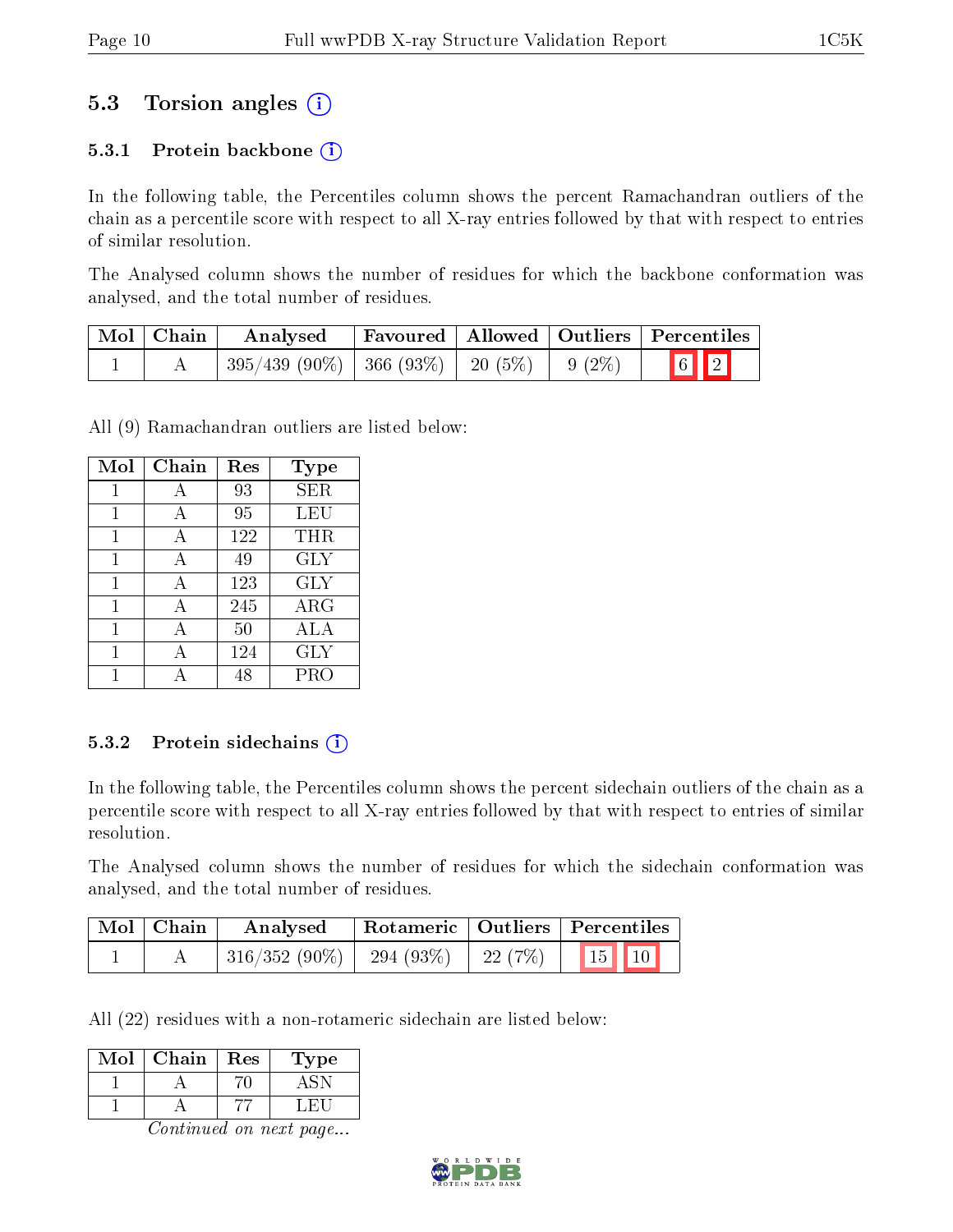## 5.3 Torsion angles (i)

### 5.3.1 Protein backbone (i)

In the following table, the Percentiles column shows the percent Ramachandran outliers of the chain as a percentile score with respect to all X-ray entries followed by that with respect to entries of similar resolution.

The Analysed column shows the number of residues for which the backbone conformation was analysed, and the total number of residues.

| Mol | Chain | Analysed | Favoured | Allowed | Outliers | Percentiles | |
|---|---|---|---|---|---|---|---|
| 1 | A | 395/439 (90%) | 366 (93%) | 20 (5%) | 9 (2%) | 6 | 2 |

All (9) Ramachandran outliers are listed below:

| Mol | Chain | Res | Type |
|---|---|---|---|
| 1 | A | 93 | SER |
| 1 | A | 95 | LEU |
| 1 | A | 122 | THR |
| 1 | A | 49 | GLY |
| 1 | A | 123 | GLY |
| 1 | A | 245 | ARG |
| 1 | A | 50 | ALA |
| 1 | A | 124 | GLY |
| 1 | A | 48 | PRO |

### 5.3.2 Protein sidechains (i)

In the following table, the Percentiles column shows the percent sidechain outliers of the chain as a percentile score with respect to all X-ray entries followed by that with respect to entries of similar resolution.

The Analysed column shows the number of residues for which the sidechain conformation was analysed, and the total number of residues.

| Mol | Chain | Analysed | Rotameric | Outliers | Percentiles | |
|---|---|---|---|---|---|---|
| 1 | A | 316/352 (90%) | 294 (93%) | 22 (7%) | 15 | 10 |

All (22) residues with a non-rotameric sidechain are listed below:

| Mol | Chain | Res | Type |
|---|---|---|---|
| 1 | A | 70 | ASN |
| 1 | A | 77 | LEU |

*Continued on next page...*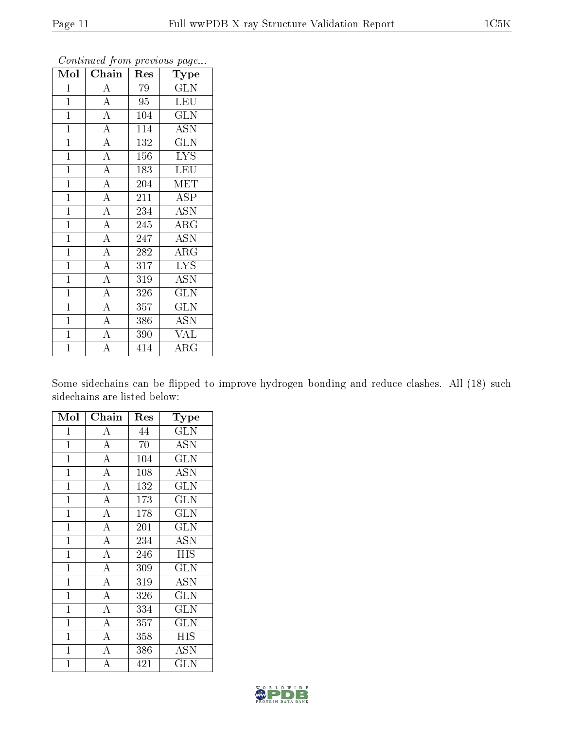*Continued from previous page...*

| Mol | Chain | Res | Type |
|---|---|---|---|
| 1 | A | 79 | GLN |
| 1 | A | 95 | LEU |
| 1 | A | 104 | GLN |
| 1 | A | 114 | ASN |
| 1 | A | 132 | GLN |
| 1 | A | 156 | LYS |
| 1 | A | 183 | LEU |
| 1 | A | 204 | MET |
| 1 | A | 211 | ASP |
| 1 | A | 234 | ASN |
| 1 | A | 245 | ARG |
| 1 | A | 247 | ASN |
| 1 | A | 282 | ARG |
| 1 | A | 317 | LYS |
| 1 | A | 319 | ASN |
| 1 | A | 326 | GLN |
| 1 | A | 357 | GLN |
| 1 | A | 386 | ASN |
| 1 | A | 390 | VAL |
| 1 | A | 414 | ARG |

Some sidechains can be flipped to improve hydrogen bonding and reduce clashes. All (18) such sidechains are listed below:

| Mol | Chain | Res | Type |
|---|---|---|---|
| 1 | A | 44 | GLN |
| 1 | A | 70 | ASN |
| 1 | A | 104 | GLN |
| 1 | A | 108 | ASN |
| 1 | A | 132 | GLN |
| 1 | A | 173 | GLN |
| 1 | A | 178 | GLN |
| 1 | A | 201 | GLN |
| 1 | A | 234 | ASN |
| 1 | A | 246 | HIS |
| 1 | A | 309 | GLN |
| 1 | A | 319 | ASN |
| 1 | A | 326 | GLN |
| 1 | A | 334 | GLN |
| 1 | A | 357 | GLN |
| 1 | A | 358 | HIS |
| 1 | A | 386 | ASN |
| 1 | A | 421 | GLN |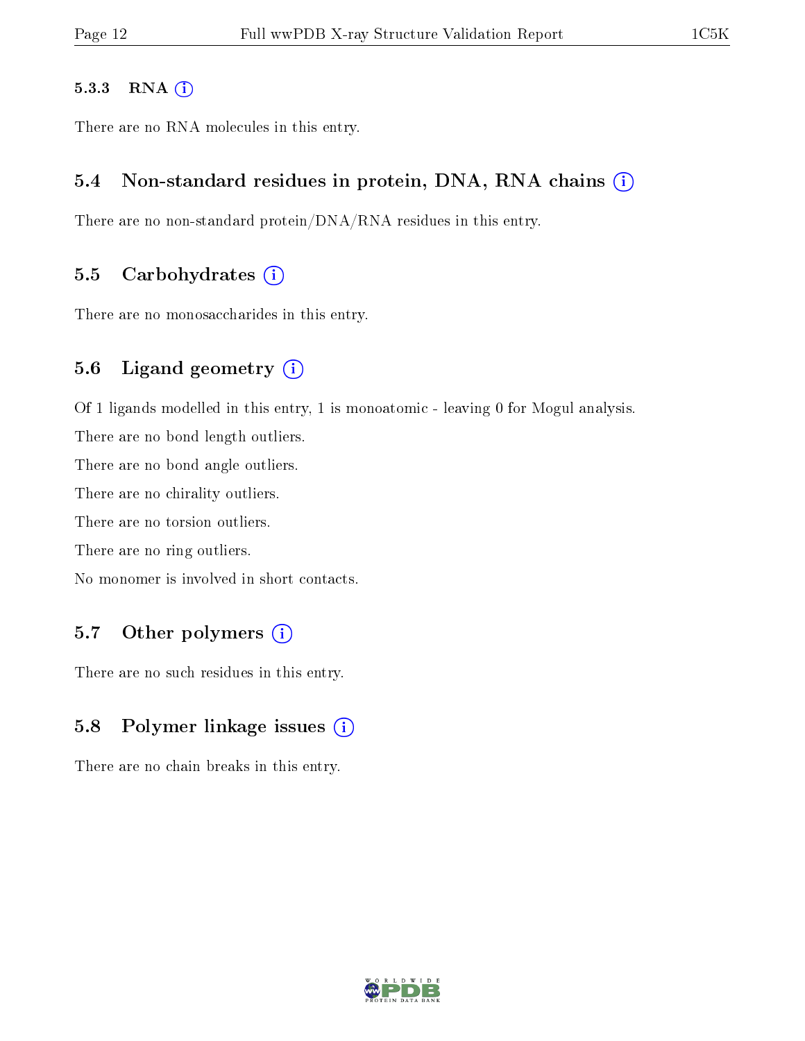#### 5.3.3 RNA

There are no RNA molecules in this entry.

### 5.4 Non-standard residues in protein, DNA, RNA chains

There are no non-standard protein/DNA/RNA residues in this entry.

### 5.5 Carbohydrates

There are no monosaccharides in this entry.

### 5.6 Ligand geometry

Of 1 ligands modelled in this entry, 1 is monoatomic - leaving 0 for Mogul analysis.

There are no bond length outliers.

There are no bond angle outliers.

There are no chirality outliers.

There are no torsion outliers.

There are no ring outliers.

No monomer is involved in short contacts.

### 5.7 Other polymers

There are no such residues in this entry.

### 5.8 Polymer linkage issues

There are no chain breaks in this entry.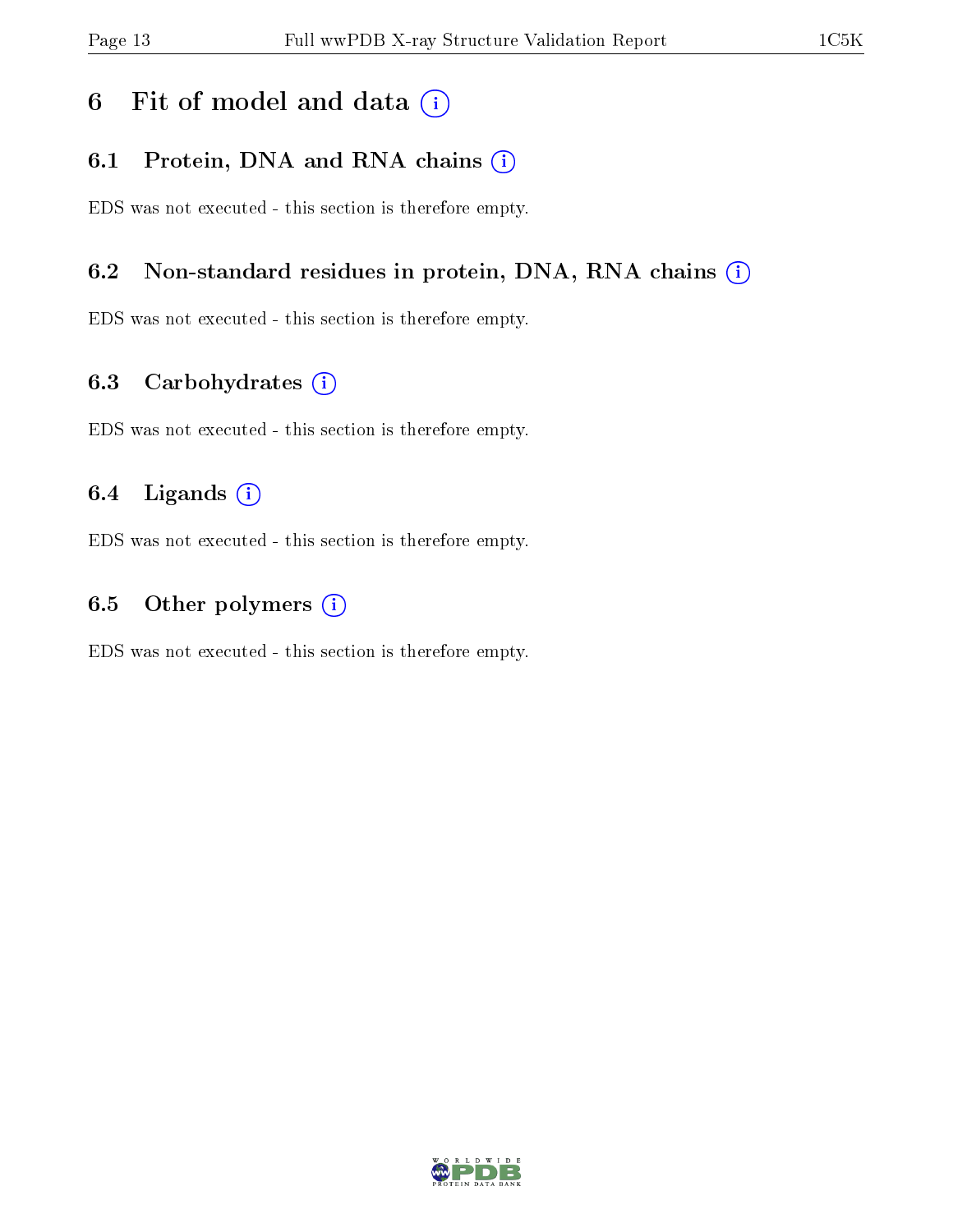# 6 Fit of model and data

## 6.1 Protein, DNA and RNA chains

EDS was not executed - this section is therefore empty.

## 6.2 Non-standard residues in protein, DNA, RNA chains

EDS was not executed - this section is therefore empty.

## 6.3 Carbohydrates

EDS was not executed - this section is therefore empty.

## 6.4 Ligands

EDS was not executed - this section is therefore empty.

## 6.5 Other polymers

EDS was not executed - this section is therefore empty.